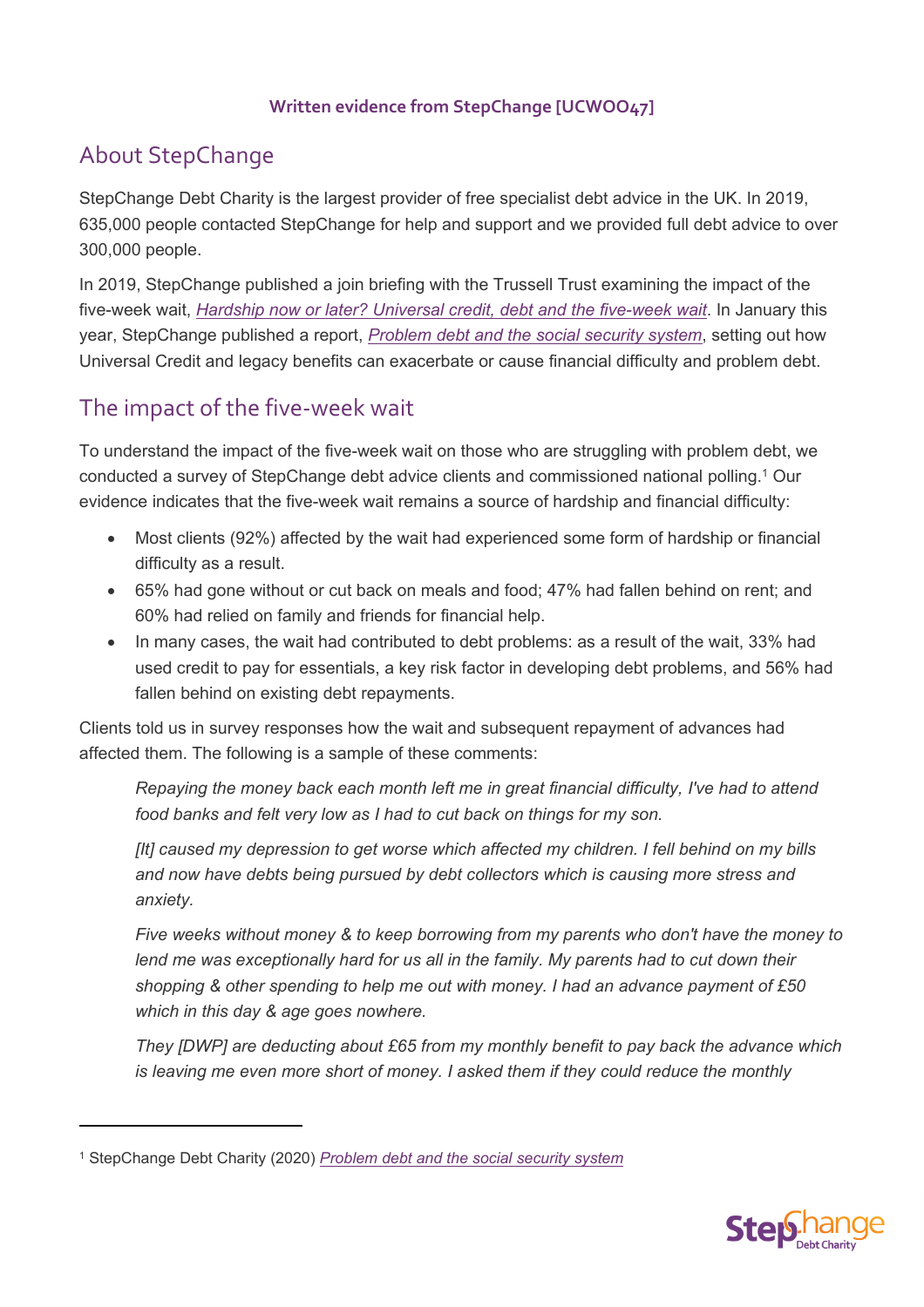**Written evidence from StepChange [UCW0047]**

## About StepChange

StepChange Debt Charity is the largest provider of free specialist debt advice in the UK. In 2019, 635,000 people contacted StepChange for help and support and we provided full debt advice to over 300,000 people.

In 2019, StepChange published a join briefing with the Trussell Trust examining the impact of the five-week wait, *Hardship now or later? Universal credit, debt and the five-week wait*. In January this year, StepChange published a report, *Problem debt and the social security system*, setting out how Universal Credit and legacy benefits can exacerbate or cause financial difficulty and problem debt.

## The impact of the five-week wait

To understand the impact of the five-week wait on those who are struggling with problem debt, we conducted a survey of StepChange debt advice clients and commissioned national polling.[1] Our evidence indicates that the five-week wait remains a source of hardship and financial difficulty:

- Most clients (92%) affected by the wait had experienced some form of hardship or financial difficulty as a result.
- 65% had gone without or cut back on meals and food; 47% had fallen behind on rent; and 60% had relied on family and friends for financial help.
- In many cases, the wait had contributed to debt problems: as a result of the wait, 33% had used credit to pay for essentials, a key risk factor in developing debt problems, and 56% had fallen behind on existing debt repayments.

Clients told us in survey responses how the wait and subsequent repayment of advances had affected them. The following is a sample of these comments:

> *Repaying the money back each month left me in great financial difficulty, I've had to attend food banks and felt very low as I had to cut back on things for my son.*
>
> *[It] caused my depression to get worse which affected my children. I fell behind on my bills and now have debts being pursued by debt collectors which is causing more stress and anxiety.*
>
> *Five weeks without money & to keep borrowing from my parents who don't have the money to lend me was exceptionally hard for us all in the family. My parents had to cut down their shopping & other spending to help me out with money. I had an advance payment of £50 which in this day & age goes nowhere.*
>
> *They [DWP] are deducting about £65 from my monthly benefit to pay back the advance which is leaving me even more short of money. I asked them if they could reduce the monthly*

[1] StepChange Debt Charity (2020) *Problem debt and the social security system*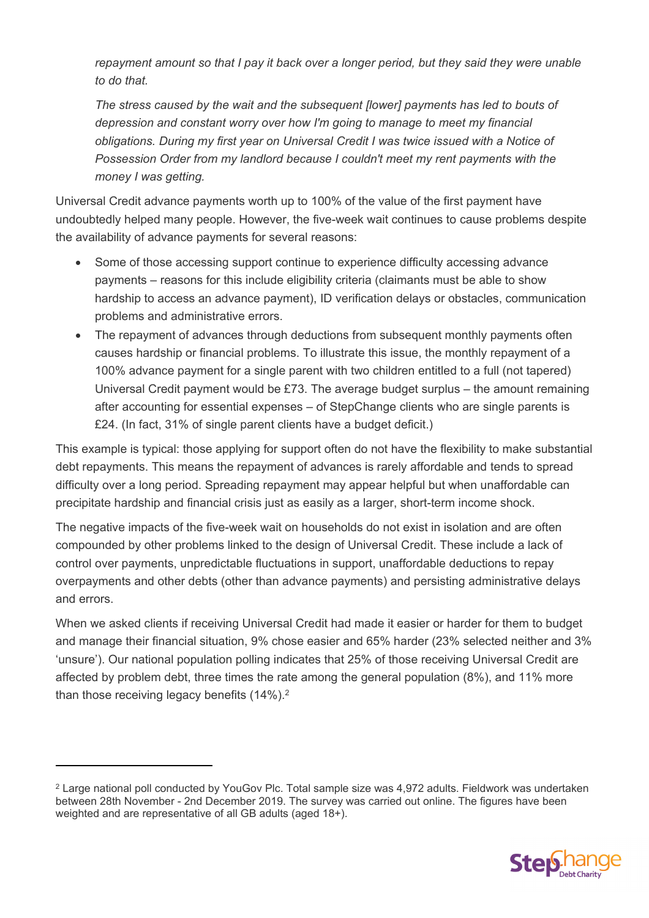*repayment amount so that I pay it back over a longer period, but they said they were unable to do that.*

*The stress caused by the wait and the subsequent [lower] payments has led to bouts of depression and constant worry over how I'm going to manage to meet my financial obligations. During my first year on Universal Credit I was twice issued with a Notice of Possession Order from my landlord because I couldn't meet my rent payments with the money I was getting.*

Universal Credit advance payments worth up to 100% of the value of the first payment have undoubtedly helped many people. However, the five-week wait continues to cause problems despite the availability of advance payments for several reasons:

- Some of those accessing support continue to experience difficulty accessing advance payments – reasons for this include eligibility criteria (claimants must be able to show hardship to access an advance payment), ID verification delays or obstacles, communication problems and administrative errors.
- The repayment of advances through deductions from subsequent monthly payments often causes hardship or financial problems. To illustrate this issue, the monthly repayment of a 100% advance payment for a single parent with two children entitled to a full (not tapered) Universal Credit payment would be £73. The average budget surplus – the amount remaining after accounting for essential expenses – of StepChange clients who are single parents is £24. (In fact, 31% of single parent clients have a budget deficit.)

This example is typical: those applying for support often do not have the flexibility to make substantial debt repayments. This means the repayment of advances is rarely affordable and tends to spread difficulty over a long period. Spreading repayment may appear helpful but when unaffordable can precipitate hardship and financial crisis just as easily as a larger, short-term income shock.

The negative impacts of the five-week wait on households do not exist in isolation and are often compounded by other problems linked to the design of Universal Credit. These include a lack of control over payments, unpredictable fluctuations in support, unaffordable deductions to repay overpayments and other debts (other than advance payments) and persisting administrative delays and errors.

When we asked clients if receiving Universal Credit had made it easier or harder for them to budget and manage their financial situation, 9% chose easier and 65% harder (23% selected neither and 3% 'unsure'). Our national population polling indicates that 25% of those receiving Universal Credit are affected by problem debt, three times the rate among the general population (8%), and 11% more than those receiving legacy benefits (14%).[2]

[2] Large national poll conducted by YouGov Plc. Total sample size was 4,972 adults. Fieldwork was undertaken between 28th November - 2nd December 2019. The survey was carried out online. The figures have been weighted and are representative of all GB adults (aged 18+).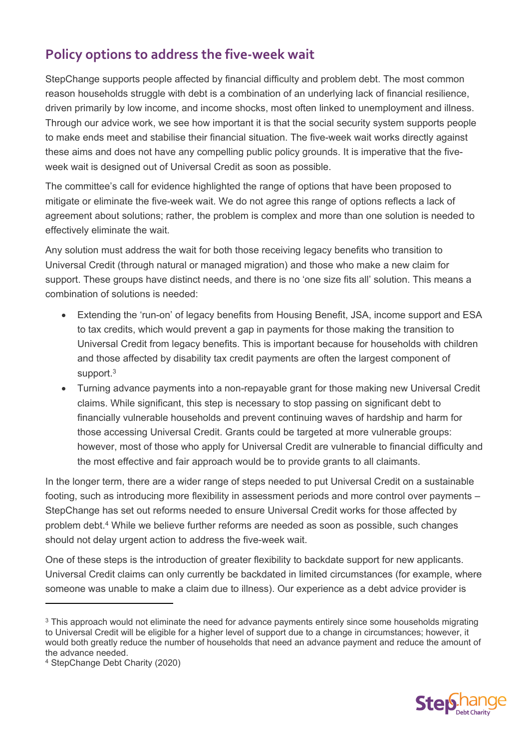## Policy options to address the five-week wait

StepChange supports people affected by financial difficulty and problem debt. The most common reason households struggle with debt is a combination of an underlying lack of financial resilience, driven primarily by low income, and income shocks, most often linked to unemployment and illness. Through our advice work, we see how important it is that the social security system supports people to make ends meet and stabilise their financial situation. The five-week wait works directly against these aims and does not have any compelling public policy grounds. It is imperative that the five-week wait is designed out of Universal Credit as soon as possible.

The committee's call for evidence highlighted the range of options that have been proposed to mitigate or eliminate the five-week wait. We do not agree this range of options reflects a lack of agreement about solutions; rather, the problem is complex and more than one solution is needed to effectively eliminate the wait.

Any solution must address the wait for both those receiving legacy benefits who transition to Universal Credit (through natural or managed migration) and those who make a new claim for support. These groups have distinct needs, and there is no 'one size fits all' solution. This means a combination of solutions is needed:

- Extending the 'run-on' of legacy benefits from Housing Benefit, JSA, income support and ESA to tax credits, which would prevent a gap in payments for those making the transition to Universal Credit from legacy benefits. This is important because for households with children and those affected by disability tax credit payments are often the largest component of support.[3]
- Turning advance payments into a non-repayable grant for those making new Universal Credit claims. While significant, this step is necessary to stop passing on significant debt to financially vulnerable households and prevent continuing waves of hardship and harm for those accessing Universal Credit. Grants could be targeted at more vulnerable groups: however, most of those who apply for Universal Credit are vulnerable to financial difficulty and the most effective and fair approach would be to provide grants to all claimants.

In the longer term, there are a wider range of steps needed to put Universal Credit on a sustainable footing, such as introducing more flexibility in assessment periods and more control over payments – StepChange has set out reforms needed to ensure Universal Credit works for those affected by problem debt.[4] While we believe further reforms are needed as soon as possible, such changes should not delay urgent action to address the five-week wait.

One of these steps is the introduction of greater flexibility to backdate support for new applicants. Universal Credit claims can only currently be backdated in limited circumstances (for example, where someone was unable to make a claim due to illness). Our experience as a debt advice provider is

---

[3] This approach would not eliminate the need for advance payments entirely since some households migrating to Universal Credit will be eligible for a higher level of support due to a change in circumstances; however, it would both greatly reduce the number of households that need an advance payment and reduce the amount of the advance needed.

[4] StepChange Debt Charity (2020)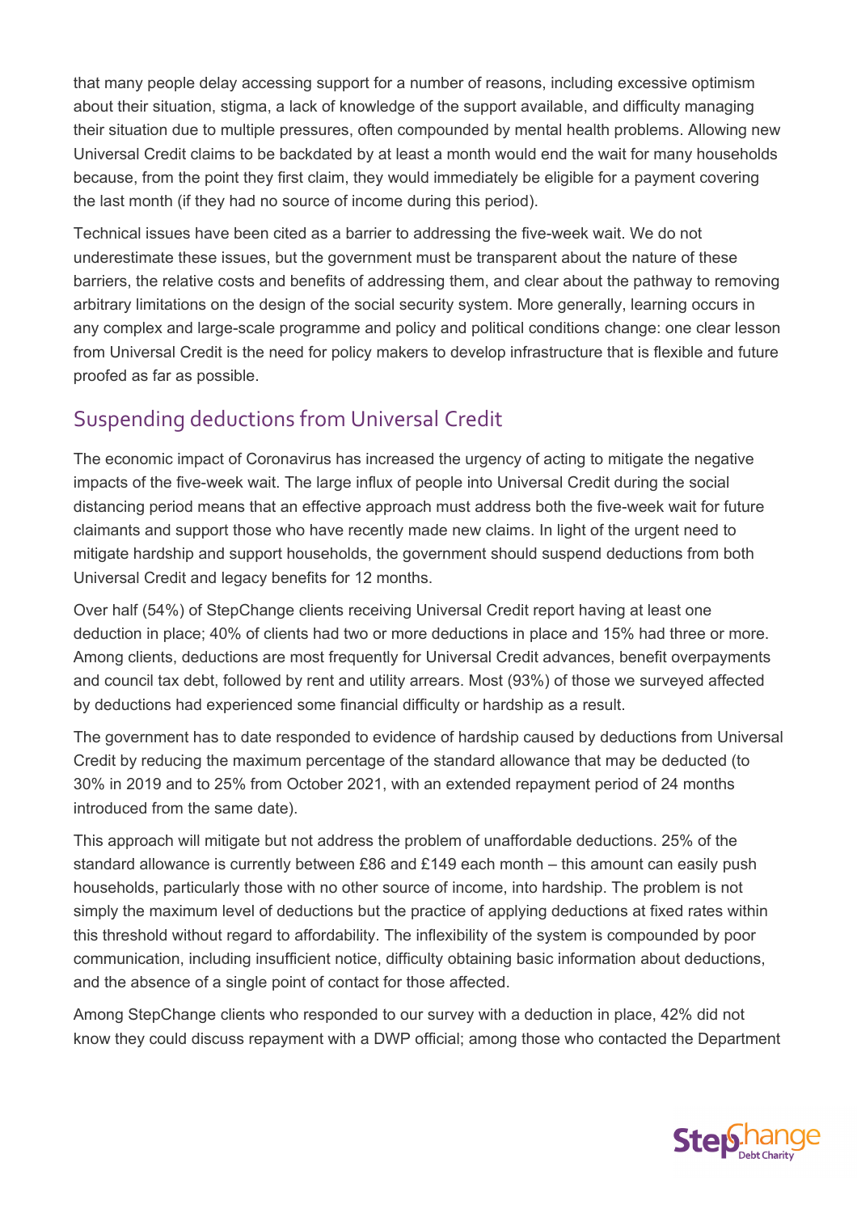that many people delay accessing support for a number of reasons, including excessive optimism about their situation, stigma, a lack of knowledge of the support available, and difficulty managing their situation due to multiple pressures, often compounded by mental health problems. Allowing new Universal Credit claims to be backdated by at least a month would end the wait for many households because, from the point they first claim, they would immediately be eligible for a payment covering the last month (if they had no source of income during this period).

Technical issues have been cited as a barrier to addressing the five-week wait. We do not underestimate these issues, but the government must be transparent about the nature of these barriers, the relative costs and benefits of addressing them, and clear about the pathway to removing arbitrary limitations on the design of the social security system. More generally, learning occurs in any complex and large-scale programme and policy and political conditions change: one clear lesson from Universal Credit is the need for policy makers to develop infrastructure that is flexible and future proofed as far as possible.

## Suspending deductions from Universal Credit

The economic impact of Coronavirus has increased the urgency of acting to mitigate the negative impacts of the five-week wait. The large influx of people into Universal Credit during the social distancing period means that an effective approach must address both the five-week wait for future claimants and support those who have recently made new claims. In light of the urgent need to mitigate hardship and support households, the government should suspend deductions from both Universal Credit and legacy benefits for 12 months.

Over half (54%) of StepChange clients receiving Universal Credit report having at least one deduction in place; 40% of clients had two or more deductions in place and 15% had three or more. Among clients, deductions are most frequently for Universal Credit advances, benefit overpayments and council tax debt, followed by rent and utility arrears. Most (93%) of those we surveyed affected by deductions had experienced some financial difficulty or hardship as a result.

The government has to date responded to evidence of hardship caused by deductions from Universal Credit by reducing the maximum percentage of the standard allowance that may be deducted (to 30% in 2019 and to 25% from October 2021, with an extended repayment period of 24 months introduced from the same date).

This approach will mitigate but not address the problem of unaffordable deductions. 25% of the standard allowance is currently between £86 and £149 each month – this amount can easily push households, particularly those with no other source of income, into hardship. The problem is not simply the maximum level of deductions but the practice of applying deductions at fixed rates within this threshold without regard to affordability. The inflexibility of the system is compounded by poor communication, including insufficient notice, difficulty obtaining basic information about deductions, and the absence of a single point of contact for those affected.

Among StepChange clients who responded to our survey with a deduction in place, 42% did not know they could discuss repayment with a DWP official; among those who contacted the Department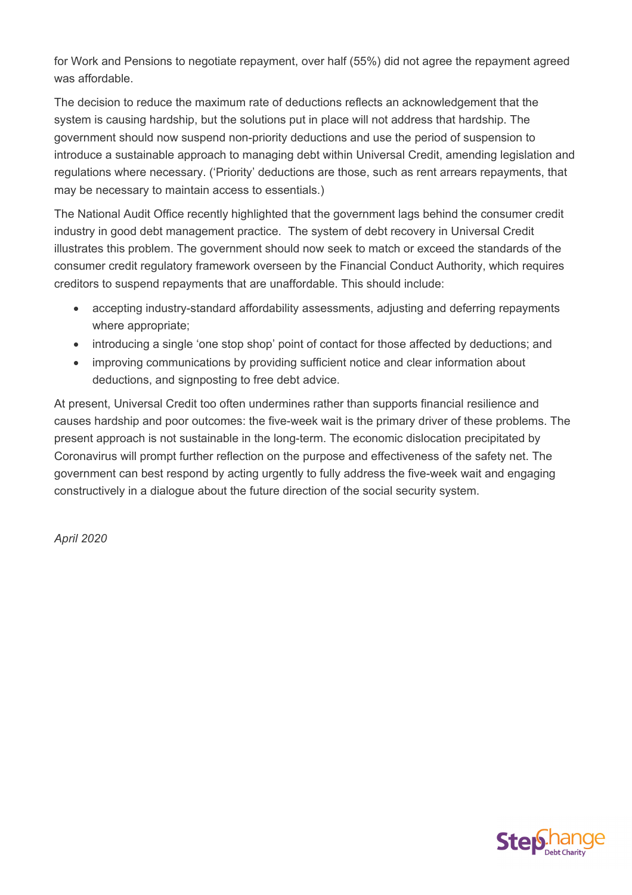for Work and Pensions to negotiate repayment, over half (55%) did not agree the repayment agreed was affordable.

The decision to reduce the maximum rate of deductions reflects an acknowledgement that the system is causing hardship, but the solutions put in place will not address that hardship. The government should now suspend non-priority deductions and use the period of suspension to introduce a sustainable approach to managing debt within Universal Credit, amending legislation and regulations where necessary. ('Priority' deductions are those, such as rent arrears repayments, that may be necessary to maintain access to essentials.)

The National Audit Office recently highlighted that the government lags behind the consumer credit industry in good debt management practice. The system of debt recovery in Universal Credit illustrates this problem. The government should now seek to match or exceed the standards of the consumer credit regulatory framework overseen by the Financial Conduct Authority, which requires creditors to suspend repayments that are unaffordable. This should include:

- accepting industry-standard affordability assessments, adjusting and deferring repayments where appropriate;
- introducing a single 'one stop shop' point of contact for those affected by deductions; and
- improving communications by providing sufficient notice and clear information about deductions, and signposting to free debt advice.

At present, Universal Credit too often undermines rather than supports financial resilience and causes hardship and poor outcomes: the five-week wait is the primary driver of these problems. The present approach is not sustainable in the long-term. The economic dislocation precipitated by Coronavirus will prompt further reflection on the purpose and effectiveness of the safety net. The government can best respond by acting urgently to fully address the five-week wait and engaging constructively in a dialogue about the future direction of the social security system.

*April 2020*